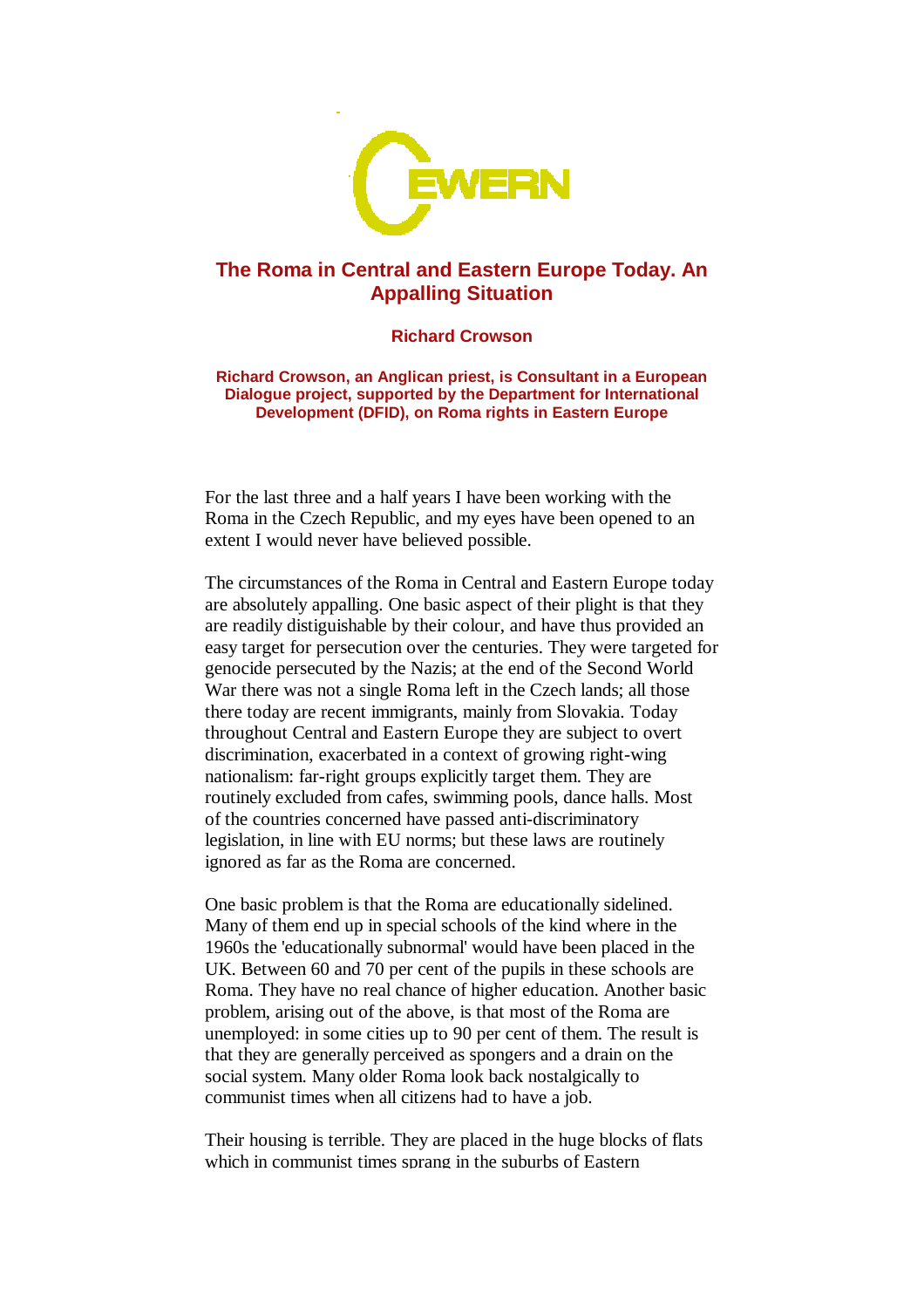# The Roma in Central and Eastern Europe Today. An Appalling Situation

**Richard Crowson**

**Richard Crowson, an Anglican priest, is Consultant in a European Dialogue project, supported by the Department for International Development (DFID), on Roma rights in Eastern Europe**

For the last three and a half years I have been working with the Roma in the Czech Republic, and my eyes have been opened to an extent I would never have believed possible.

The circumstances of the Roma in Central and Eastern Europe today are absolutely appalling. One basic aspect of their plight is that they are readily distiguishable by their colour, and have thus provided an easy target for persecution over the centuries. They were targeted for genocide persecuted by the Nazis; at the end of the Second World War there was not a single Roma left in the Czech lands; all those there today are recent immigrants, mainly from Slovakia. Today throughout Central and Eastern Europe they are subject to overt discrimination, exacerbated in a context of growing right-wing nationalism: far-right groups explicitly target them. They are routinely excluded from cafes, swimming pools, dance halls. Most of the countries concerned have passed anti-discriminatory legislation, in line with EU norms; but these laws are routinely ignored as far as the Roma are concerned.

One basic problem is that the Roma are educationally sidelined. Many of them end up in special schools of the kind where in the 1960s the 'educationally subnormal' would have been placed in the UK. Between 60 and 70 per cent of the pupils in these schools are Roma. They have no real chance of higher education. Another basic problem, arising out of the above, is that most of the Roma are unemployed: in some cities up to 90 per cent of them. The result is that they are generally perceived as spongers and a drain on the social system. Many older Roma look back nostalgically to communist times when all citizens had to have a job.

Their housing is terrible. They are placed in the huge blocks of flats which in communist times sprang in the suburbs of Eastern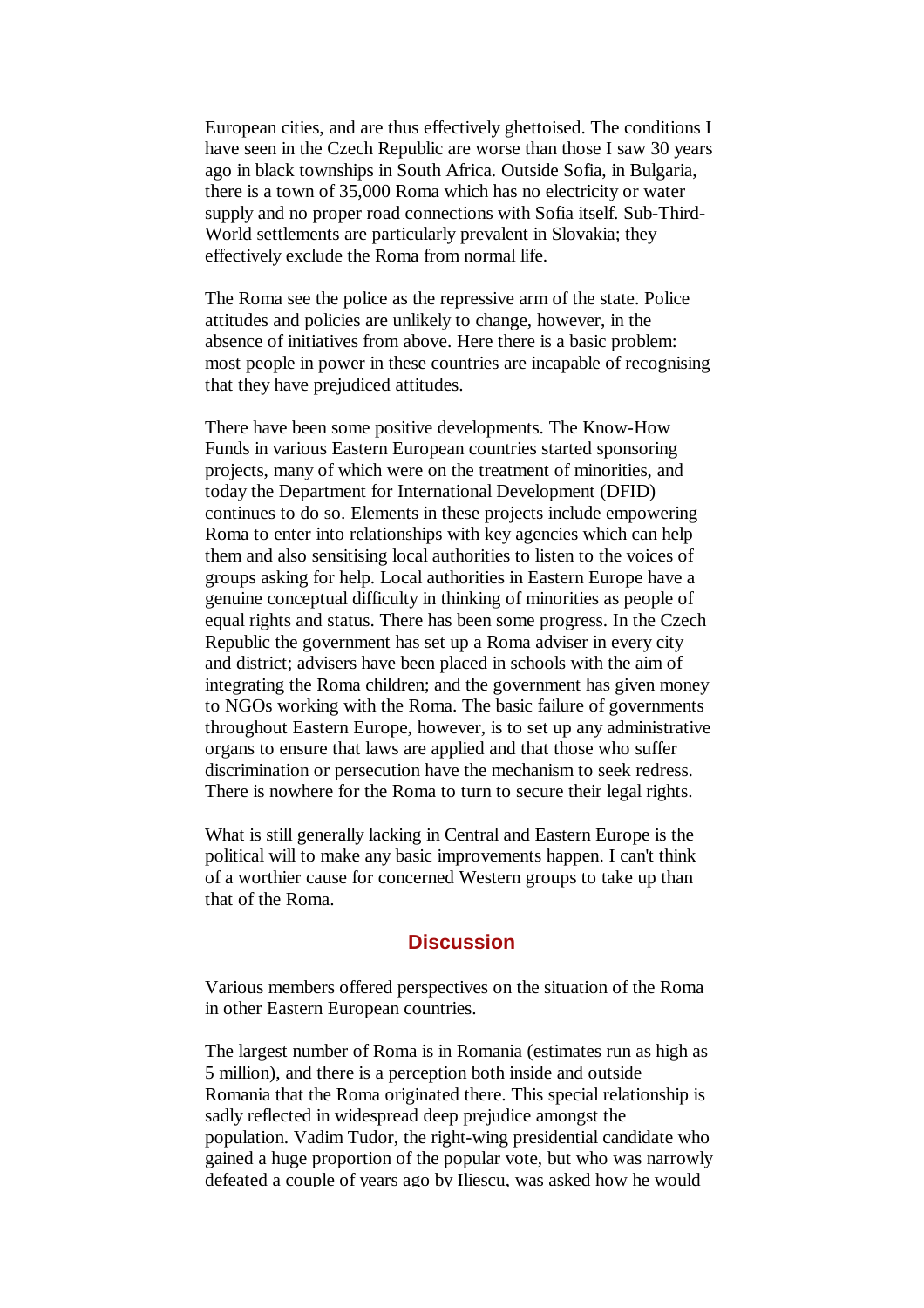European cities, and are thus effectively ghettoised. The conditions I have seen in the Czech Republic are worse than those I saw 30 years ago in black townships in South Africa. Outside Sofia, in Bulgaria, there is a town of 35,000 Roma which has no electricity or water supply and no proper road connections with Sofia itself. Sub-Third-World settlements are particularly prevalent in Slovakia; they effectively exclude the Roma from normal life.

The Roma see the police as the repressive arm of the state. Police attitudes and policies are unlikely to change, however, in the absence of initiatives from above. Here there is a basic problem: most people in power in these countries are incapable of recognising that they have prejudiced attitudes.

There have been some positive developments. The Know-How Funds in various Eastern European countries started sponsoring projects, many of which were on the treatment of minorities, and today the Department for International Development (DFID) continues to do so. Elements in these projects include empowering Roma to enter into relationships with key agencies which can help them and also sensitising local authorities to listen to the voices of groups asking for help. Local authorities in Eastern Europe have a genuine conceptual difficulty in thinking of minorities as people of equal rights and status. There has been some progress. In the Czech Republic the government has set up a Roma adviser in every city and district; advisers have been placed in schools with the aim of integrating the Roma children; and the government has given money to NGOs working with the Roma. The basic failure of governments throughout Eastern Europe, however, is to set up any administrative organs to ensure that laws are applied and that those who suffer discrimination or persecution have the mechanism to seek redress. There is nowhere for the Roma to turn to secure their legal rights.

What is still generally lacking in Central and Eastern Europe is the political will to make any basic improvements happen. I can't think of a worthier cause for concerned Western groups to take up than that of the Roma.

## Discussion

Various members offered perspectives on the situation of the Roma in other Eastern European countries.

The largest number of Roma is in Romania (estimates run as high as 5 million), and there is a perception both inside and outside Romania that the Roma originated there. This special relationship is sadly reflected in widespread deep prejudice amongst the population. Vadim Tudor, the right-wing presidential candidate who gained a huge proportion of the popular vote, but who was narrowly defeated a couple of years ago by Iliescu, was asked how he would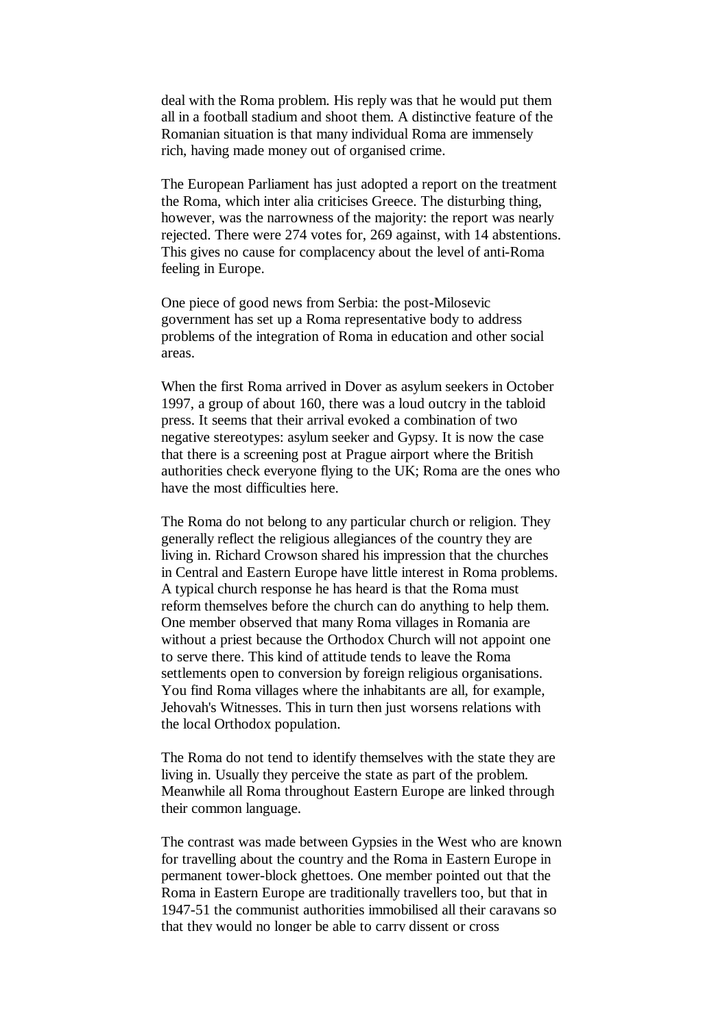deal with the Roma problem. His reply was that he would put them all in a football stadium and shoot them. A distinctive feature of the Romanian situation is that many individual Roma are immensely rich, having made money out of organised crime.

The European Parliament has just adopted a report on the treatment the Roma, which inter alia criticises Greece. The disturbing thing, however, was the narrowness of the majority: the report was nearly rejected. There were 274 votes for, 269 against, with 14 abstentions. This gives no cause for complacency about the level of anti-Roma feeling in Europe.

One piece of good news from Serbia: the post-Milosevic government has set up a Roma representative body to address problems of the integration of Roma in education and other social areas.

When the first Roma arrived in Dover as asylum seekers in October 1997, a group of about 160, there was a loud outcry in the tabloid press. It seems that their arrival evoked a combination of two negative stereotypes: asylum seeker and Gypsy. It is now the case that there is a screening post at Prague airport where the British authorities check everyone flying to the UK; Roma are the ones who have the most difficulties here.

The Roma do not belong to any particular church or religion. They generally reflect the religious allegiances of the country they are living in. Richard Crowson shared his impression that the churches in Central and Eastern Europe have little interest in Roma problems. A typical church response he has heard is that the Roma must reform themselves before the church can do anything to help them. One member observed that many Roma villages in Romania are without a priest because the Orthodox Church will not appoint one to serve there. This kind of attitude tends to leave the Roma settlements open to conversion by foreign religious organisations. You find Roma villages where the inhabitants are all, for example, Jehovah's Witnesses. This in turn then just worsens relations with the local Orthodox population.

The Roma do not tend to identify themselves with the state they are living in. Usually they perceive the state as part of the problem. Meanwhile all Roma throughout Eastern Europe are linked through their common language.

The contrast was made between Gypsies in the West who are known for travelling about the country and the Roma in Eastern Europe in permanent tower-block ghettoes. One member pointed out that the Roma in Eastern Europe are traditionally travellers too, but that in 1947-51 the communist authorities immobilised all their caravans so that they would no longer be able to carry dissent or cross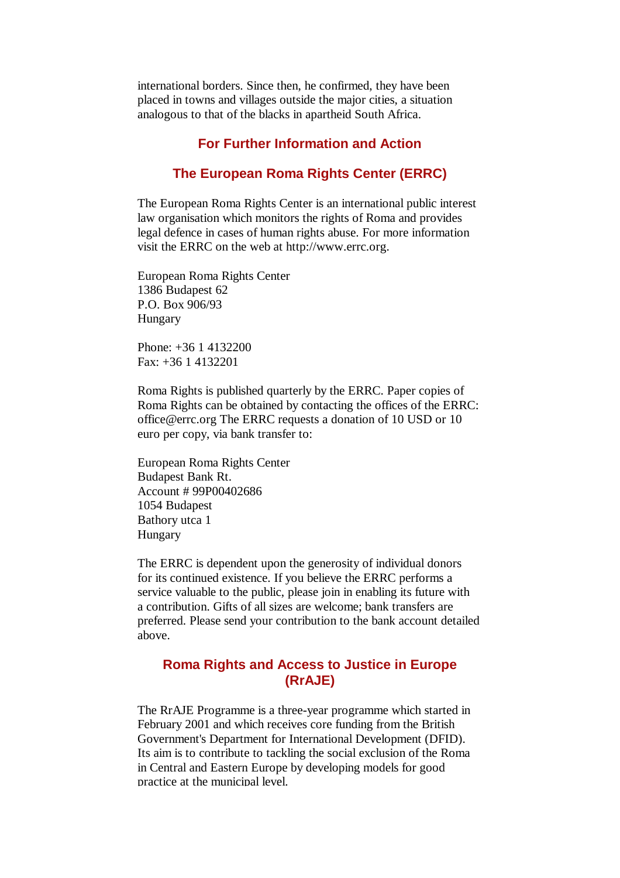international borders. Since then, he confirmed, they have been placed in towns and villages outside the major cities, a situation analogous to that of the blacks in apartheid South Africa.

## For Further Information and Action

### The European Roma Rights Center (ERRC)

The European Roma Rights Center is an international public interest law organisation which monitors the rights of Roma and provides legal defence in cases of human rights abuse. For more information visit the ERRC on the web at http://www.errc.org.

European Roma Rights Center  
1386 Budapest 62  
P.O. Box 906/93  
Hungary

Phone: +36 1 4132200  
Fax: +36 1 4132201

Roma Rights is published quarterly by the ERRC. Paper copies of Roma Rights can be obtained by contacting the offices of the ERRC: office@errc.org The ERRC requests a donation of 10 USD or 10 euro per copy, via bank transfer to:

European Roma Rights Center  
Budapest Bank Rt.  
Account # 99P00402686  
1054 Budapest  
Bathory utca 1  
Hungary

The ERRC is dependent upon the generosity of individual donors for its continued existence. If you believe the ERRC performs a service valuable to the public, please join in enabling its future with a contribution. Gifts of all sizes are welcome; bank transfers are preferred. Please send your contribution to the bank account detailed above.

### Roma Rights and Access to Justice in Europe (RrAJE)

The RrAJE Programme is a three-year programme which started in February 2001 and which receives core funding from the British Government's Department for International Development (DFID). Its aim is to contribute to tackling the social exclusion of the Roma in Central and Eastern Europe by developing models for good practice at the municipal level.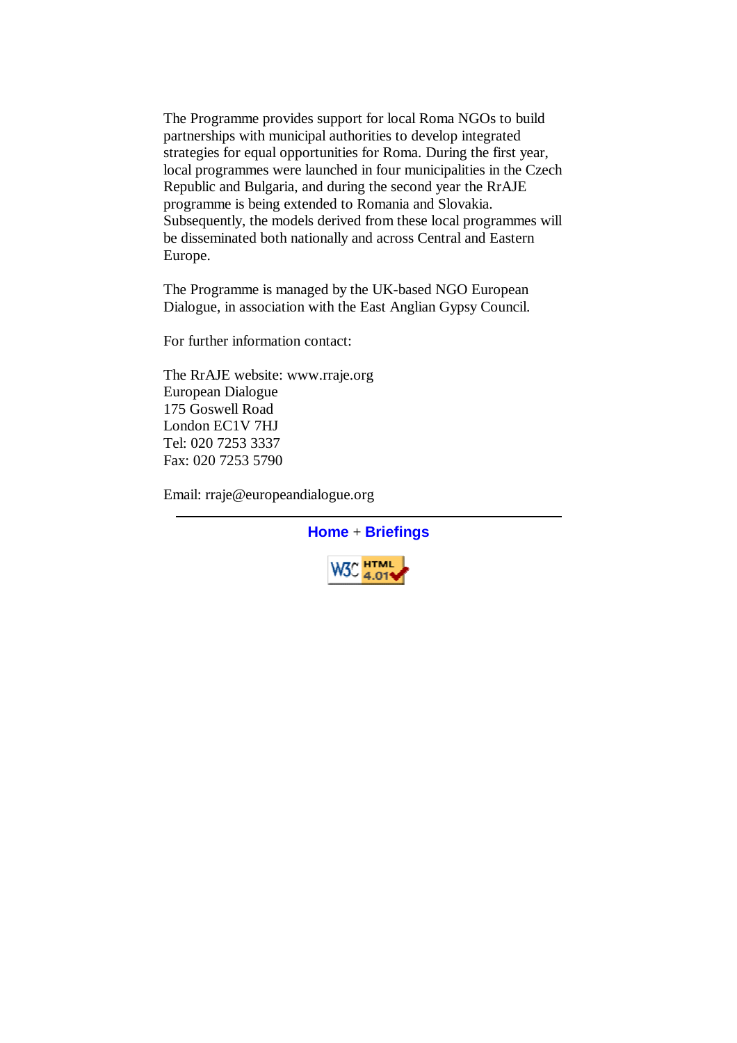The Programme provides support for local Roma NGOs to build partnerships with municipal authorities to develop integrated strategies for equal opportunities for Roma. During the first year, local programmes were launched in four municipalities in the Czech Republic and Bulgaria, and during the second year the RrAJE programme is being extended to Romania and Slovakia. Subsequently, the models derived from these local programmes will be disseminated both nationally and across Central and Eastern Europe.

The Programme is managed by the UK-based NGO European Dialogue, in association with the East Anglian Gypsy Council.

For further information contact:

The RrAJE website: www.rraje.org  
European Dialogue  
175 Goswell Road  
London EC1V 7HJ  
Tel: 020 7253 3337  
Fax: 020 7253 5790

Email: rraje@europeandialogue.org

---

**Home** + **Briefings**